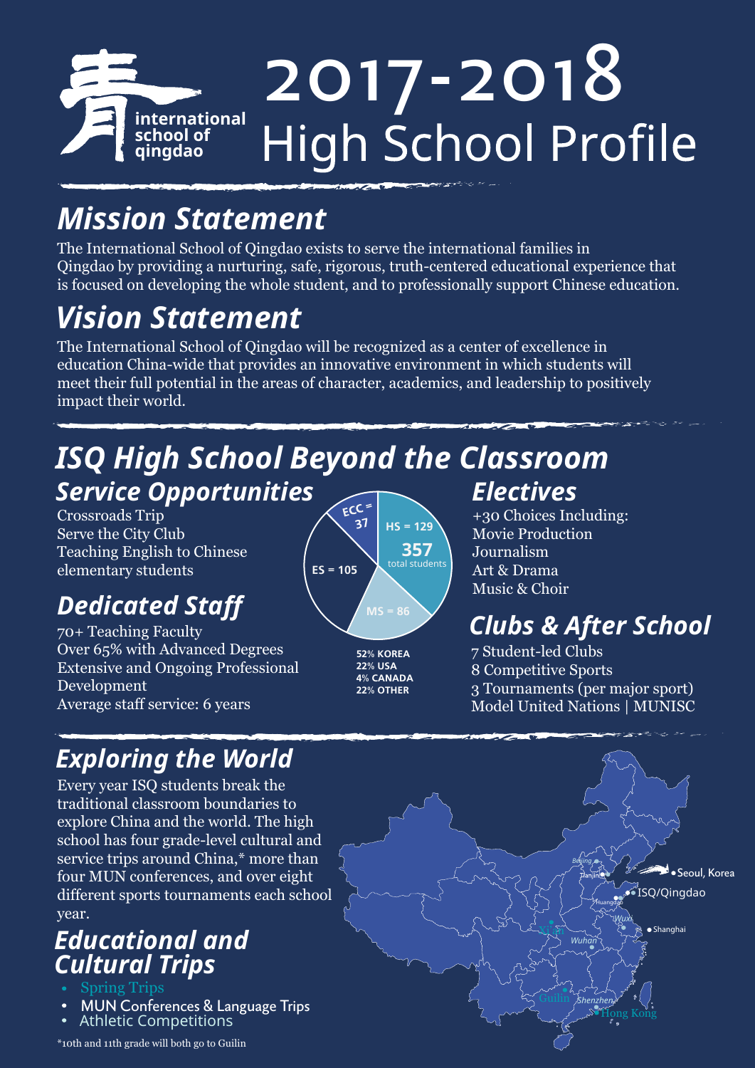international school of qingdao

# 2017-2018 High School Profile

## Mission Statement

The International School of Qingdao exists to serve the international families in Qingdao by providing a nurturing, safe, rigorous, truth-centered educational experience that is focused on developing the whole student, and to professionally support Chinese education.

## Vision Statement

The International School of Qingdao will be recognized as a center of excellence in education China-wide that provides an innovative environment in which students will meet their full potential in the areas of character, academics, and leadership to positively impact their world.

## ISQ High School Beyond the Classroom

### Service Opportunities

Crossroads Trip
Serve the City Club
Teaching English to Chinese elementary students

### Dedicated Staff

70+ Teaching Faculty
Over 65% with Advanced Degrees
Extensive and Ongoing Professional Development
Average staff service: 6 years

**357 total students**

- HS = 129
- MS = 86
- ES = 105
- ECC = 37

**52% KOREA**
**22% USA**
**4% CANADA**
**22% OTHER**

### Electives

+30 Choices Including:
Movie Production
Journalism
Art & Drama
Music & Choir

### Clubs & After School

7 Student-led Clubs
8 Competitive Sports
3 Tournaments (per major sport)
Model United Nations | MUNISC

## Exploring the World

Every year ISQ students break the traditional classroom boundaries to explore China and the world. The high school has four grade-level cultural and service trips around China,* more than four MUN conferences, and over eight different sports tournaments each school year.

### Educational and Cultural Trips

- Spring Trips
- MUN Conferences & Language Trips
- Athletic Competitions

Beijing, Tianjin, Seoul, Korea, ISQ/Qingdao, Huangdao, Wuxi, Shanghai, Xi'an, Wuhan, Guilin, Shenzhen, Hong Kong

*10th and 11th grade will both go to Guilin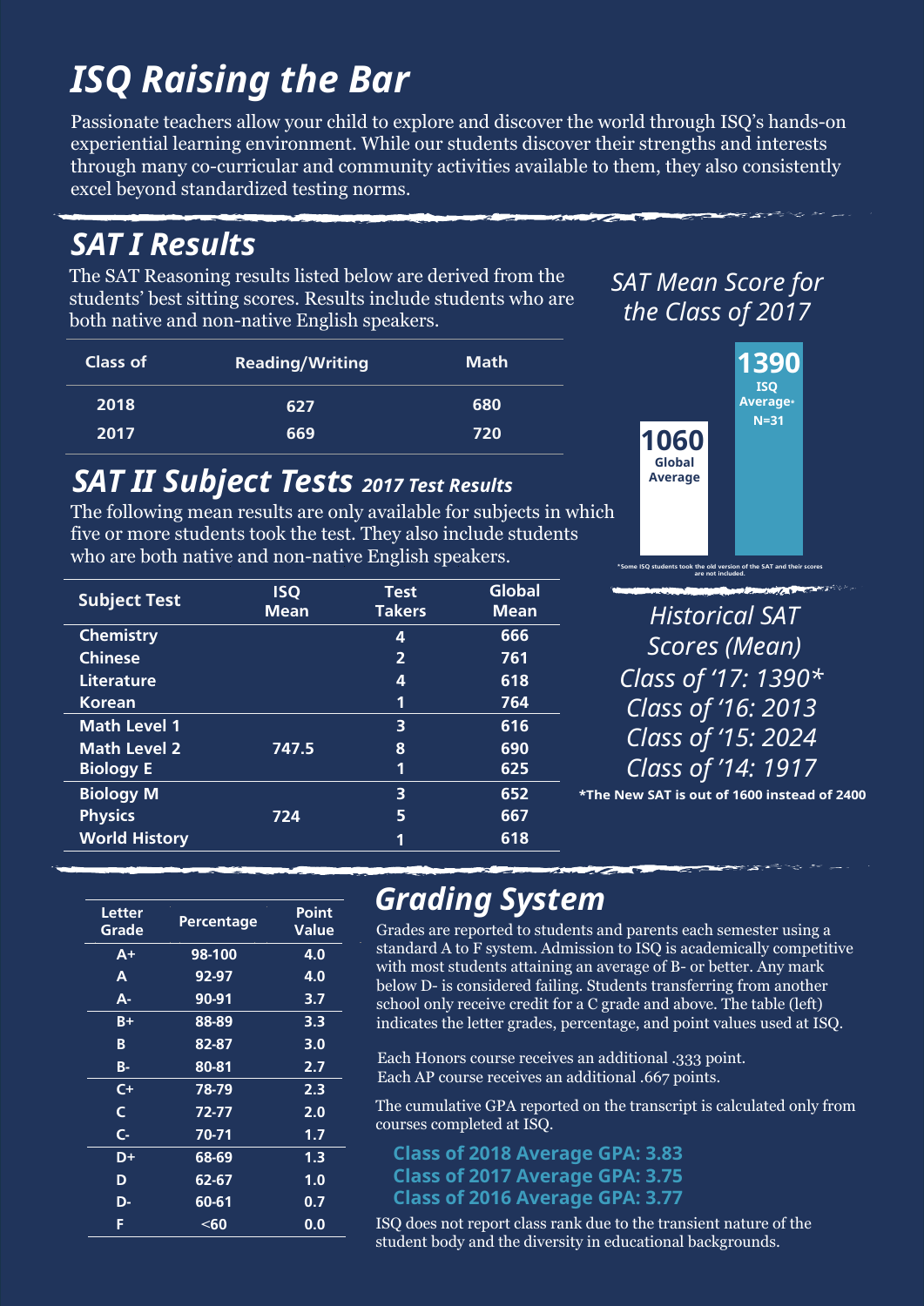# ISQ Raising the Bar

Passionate teachers allow your child to explore and discover the world through ISQ's hands-on experiential learning environment. While our students discover their strengths and interests through many co-curricular and community activities available to them, they also consistently excel beyond standardized testing norms.

## SAT I Results

The SAT Reasoning results listed below are derived from the students' best sitting scores. Results include students who are both native and non-native English speakers.

| Class of | Reading/Writing | Math |
|---|---|---|
| 2018 | 627 | 680 |
| 2017 | 669 | 720 |

### *SAT Mean Score for the Class of 2017*

**1060** Global Average

**1390** ISQ Average* N=31

*Some ISQ students took the old version of the SAT and their scores are not included.

## SAT II Subject Tests *2017 Test Results*

The following mean results are only available for subjects in which five or more students took the test. They also include students who are both native and non-native English speakers.

| Subject Test | ISQ Mean | Test Takers | Global Mean |
|---|---|---|---|
| Chemistry | | 4 | 666 |
| Chinese | | 2 | 761 |
| Literature | | 4 | 618 |
| Korean | | 1 | 764 |
| Math Level 1 | | 3 | 616 |
| Math Level 2 | 747.5 | 8 | 690 |
| Biology E | | 1 | 625 |
| Biology M | | 3 | 652 |
| Physics | 724 | 5 | 667 |
| World History | | 1 | 618 |

### *Historical SAT Scores (Mean)*

*Class of '17: 1390**

*Class of '16: 2013*

*Class of '15: 2024*

*Class of '14: 1917*

**\*The New SAT is out of 1600 instead of 2400**

## Grading System

Grades are reported to students and parents each semester using a standard A to F system. Admission to ISQ is academically competitive with most students attaining an average of B- or better. Any mark below D- is considered failing. Students transferring from another school only receive credit for a C grade and above. The table (left) indicates the letter grades, percentage, and point values used at ISQ.

| Letter Grade | Percentage | Point Value |
|---|---|---|
| A+ | 98-100 | 4.0 |
| A | 92-97 | 4.0 |
| A- | 90-91 | 3.7 |
| B+ | 88-89 | 3.3 |
| B | 82-87 | 3.0 |
| B- | 80-81 | 2.7 |
| C+ | 78-79 | 2.3 |
| C | 72-77 | 2.0 |
| C- | 70-71 | 1.7 |
| D+ | 68-69 | 1.3 |
| D | 62-67 | 1.0 |
| D- | 60-61 | 0.7 |
| F | <60 | 0.0 |

Each Honors course receives an additional .333 point.
Each AP course receives an additional .667 points.

The cumulative GPA reported on the transcript is calculated only from courses completed at ISQ.

**Class of 2018 Average GPA: 3.83**
**Class of 2017 Average GPA: 3.75**
**Class of 2016 Average GPA: 3.77**

ISQ does not report class rank due to the transient nature of the student body and the diversity in educational backgrounds.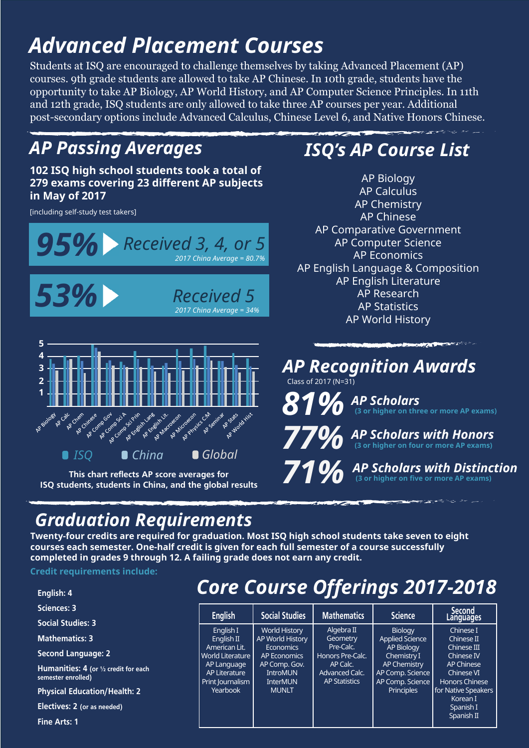# Advanced Placement Courses

Students at ISQ are encouraged to challenge themselves by taking Advanced Placement (AP) courses. 9th grade students are allowed to take AP Chinese. In 10th grade, students have the opportunity to take AP Biology, AP World History, and AP Computer Science Principles. In 11th and 12th grade, ISQ students are only allowed to take three AP courses per year. Additional post-secondary options include Advanced Calculus, Chinese Level 6, and Native Honors Chinese.

## AP Passing Averages

**102 ISQ high school students took a total of 279 exams covering 23 different AP subjects in May of 2017**

[including self-study test takers]

**95%** ▶ *Received 3, 4, or 5*
*2017 China Average = 80.7%*

**53%** ▶ *Received 5*
*2017 China Average = 34%*

Chart legend: ISQ, China, Global

Subjects: AP Biology, AP Calc, AP Chem, AP Chinese, AP Comp Gov, AP Comp Sci A, AP Comp Sci Prin, AP English Lang, AP English Lit., AP Macroecon, AP Microecon, AP Physics C:M, AP Seminar, AP Stats, AP World Hist

**This chart reflects AP score averages for ISQ students, students in China, and the global results**

## ISQ's AP Course List

- AP Biology
- AP Calculus
- AP Chemistry
- AP Chinese
- AP Comparative Government
- AP Computer Science
- AP Economics
- AP English Language & Composition
- AP English Literature
- AP Research
- AP Statistics
- AP World History

## AP Recognition Awards

Class of 2017 (N=31)

**81%** *AP Scholars* (3 or higher on three or more AP exams)

**77%** *AP Scholars with Honors* (3 or higher on four or more AP exams)

**71%** *AP Scholars with Distinction* (3 or higher on five or more AP exams)

## Graduation Requirements

**Twenty-four credits are required for graduation. Most ISQ high school students take seven to eight courses each semester. One-half credit is given for each full semester of a course successfully completed in grades 9 through 12. A failing grade does not earn any credit.**

**Credit requirements include:**

- **English: 4**
- **Sciences: 3**
- **Social Studies: 3**
- **Mathematics: 3**
- **Second Language: 2**
- **Humanities: 4** (or ½ credit for each semester enrolled)
- **Physical Education/Health: 2**
- **Electives: 2** (or as needed)
- **Fine Arts: 1**

## Core Course Offerings 2017-2018

| English | Social Studies | Mathematics | Science | Second Languages |
|---|---|---|---|---|
| English I<br>English II<br>American Lit.<br>World Literature<br>AP Language<br>AP Literature<br>Print Journalism<br>Yearbook | World History<br>AP World History<br>Economics<br>AP Economics<br>AP Comp. Gov.<br>IntroMUN<br>InterMUN<br>MUNLT | Algebra II<br>Geometry<br>Pre-Calc.<br>Honors Pre-Calc.<br>AP Calc.<br>Advanced Calc.<br>AP Statistics | Biology<br>Applied Science<br>AP Biology<br>Chemistry I<br>AP Chemistry<br>AP Comp. Science<br>AP Comp. Science Principles | Chinese I<br>Chinese II<br>Chinese III<br>Chinese IV<br>AP Chinese<br>Chinese VI<br>Honors Chinese for Native Speakers<br>Korean I<br>Spanish I<br>Spanish II |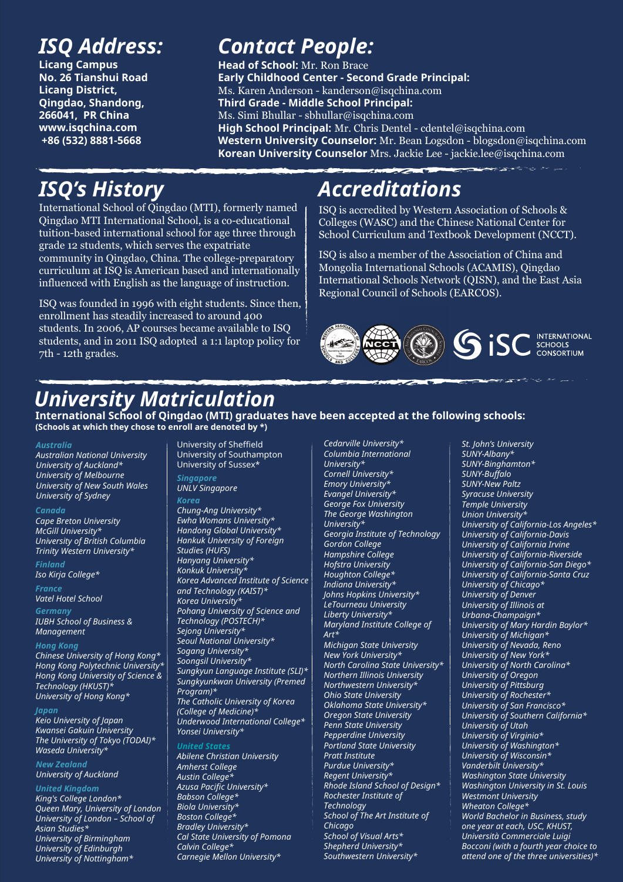## ISQ Address:

**Licang Campus**
**No. 26 Tianshui Road**
**Licang District,**
**Qingdao, Shandong,**
**266041, PR China**
**www.isqchina.com**
**+86 (532) 8881-5668**

## Contact People:

**Head of School:** Mr. Ron Brace
**Early Childhood Center - Second Grade Principal:**
Ms. Karen Anderson - kanderson@isqchina.com
**Third Grade - Middle School Principal:**
Ms. Simi Bhullar - sbhullar@isqchina.com
**High School Principal:** Mr. Chris Dentel - cdentel@isqchina.com
**Western University Counselor:** Mr. Bean Logsdon - blogsdon@isqchina.com
**Korean University Counselor** Mrs. Jackie Lee - jackie.lee@isqchina.com

## ISQ's History

International School of Qingdao (MTI), formerly named Qingdao MTI International School, is a co-educational tuition-based international school for age three through grade 12 students, which serves the expatriate community in Qingdao, China. The college-preparatory curriculum at ISQ is American based and internationally influenced with English as the language of instruction.

ISQ was founded in 1996 with eight students. Since then, enrollment has steadily increased to around 400 students. In 2006, AP courses became available to ISQ students, and in 2011 ISQ adopted a 1:1 laptop policy for 7th - 12th grades.

## Accreditations

ISQ is accredited by Western Association of Schools & Colleges (WASC) and the Chinese National Center for School Curriculum and Textbook Development (NCCT).

ISQ is also a member of the Association of China and Mongolia International Schools (ACAMIS), Qingdao International Schools Network (QISN), and the East Asia Regional Council of Schools (EARCOS).

## University Matriculation

**International School of Qingdao (MTI) graduates have been accepted at the following schools:**
**(Schools at which they chose to enroll are denoted by *)**

***Australia***
*Australian National University*
*University of Auckland**
*University of Melbourne*
*University of New South Wales*
*University of Sydney*

***Canada***
*Cape Breton University*
*McGill University**
*University of British Columbia*
*Trinity Western University**

***Finland***
*Iso Kirja College**

***France***
*Vatel Hotel School*

***Germany***
*IUBH School of Business & Management*

***Hong Kong***
*Chinese University of Hong Kong**
*Hong Kong Polytechnic University**
*Hong Kong University of Science & Technology (HKUST)**
*University of Hong Kong**

***Japan***
*Keio University of Japan*
*Kwansei Gakuin University*
*The University of Tokyo (TODAI)**
*Waseda University**

***New Zealand***
*University of Auckland*

***United Kingdom***
*King's College London**
*Queen Mary, University of London*
*University of London – School of Asian Studies**
*University of Birmingham*
*University of Edinburgh*
*University of Nottingham**
University of Sheffield
University of Southampton
University of Sussex*

***Singapore***
*UNLV Singapore*

***Korea***
*Chung-Ang University**
*Ewha Womans University**
*Handong Global University**
*Hankuk University of Foreign Studies (HUFS)*
*Hanyang University**
*Konkuk University**
*Korea Advanced Institute of Science and Technology (KAIST)**
*Korea University**
*Pohang University of Science and Technology (POSTECH)**
*Sejong University**
*Seoul National University**
*Sogang University**
*Soongsil University**
*Sungkyun Language Institute (SLI)**
*Sungkyunkwan University (Premed Program)**
*The Catholic University of Korea (College of Medicine)**
*Underwood International College**
*Yonsei University**

***United States***
*Abilene Christian University*
*Amherst College*
*Austin College**
*Azusa Pacific University**
*Babson College**
*Biola University**
*Boston College**
*Bradley University**
*Cal State University of Pomona*
*Calvin College**
*Carnegie Mellon University**
*Cedarville University**
*Columbia International University**
*Cornell University**
*Emory University**
*Evangel University**
*George Fox University*
*The George Washington University**
*Georgia Institute of Technology*
*Gordon College*
*Hampshire College*
*Hofstra University*
*Houghton College**
*Indiana University**
*Johns Hopkins University**
*LeTourneau University*
*Liberty University**
*Maryland Institute College of Art**
*Michigan State University*
*New York University**
*North Carolina State University**
*Northern Illinois University*
*Northwestern University**
*Ohio State University*
*Oklahoma State University**
*Oregon State University*
*Penn State University*
*Pepperdine University*
*Portland State University*
*Pratt Institute*
*Purdue University**
*Regent University**
*Rhode Island School of Design**
*Rochester Institute of Technology*
*School of The Art Institute of Chicago*
*School of Visual Arts**
*Shepherd University**
*Southwestern University**
*St. John's University*
*SUNY-Albany**
*SUNY-Binghamton**
*SUNY-Buffalo*
*SUNY-New Paltz*
*Syracuse University*
*Temple University*
*Union University**
*University of California-Los Angeles**
*University of California-Davis*
*University of California Irvine*
*University of California-Riverside*
*University of California-San Diego**
*University of California-Santa Cruz*
*University of Chicago**
*University of Denver*
*University of Illinois at Urbana-Champaign**
*University of Mary Hardin Baylor**
*University of Michigan**
*University of Nevada, Reno*
*University of New York**
*University of North Carolina**
*University of Oregon*
*University of Pittsburg*
*University of Rochester**
*University of San Francisco**
*University of Southern California**
*University of Utah*
*University of Virginia**
*University of Washington**
*University of Wisconsin**
*Vanderbilt University**
*Washington State University*
*Washington University in St. Louis*
*Westmont University*
*Wheaton College**
*World Bachelor in Business, study one year at each, USC, KHUST, Università Commerciale Luigi Bocconi (with a fourth year choice to attend one of the three universities)**